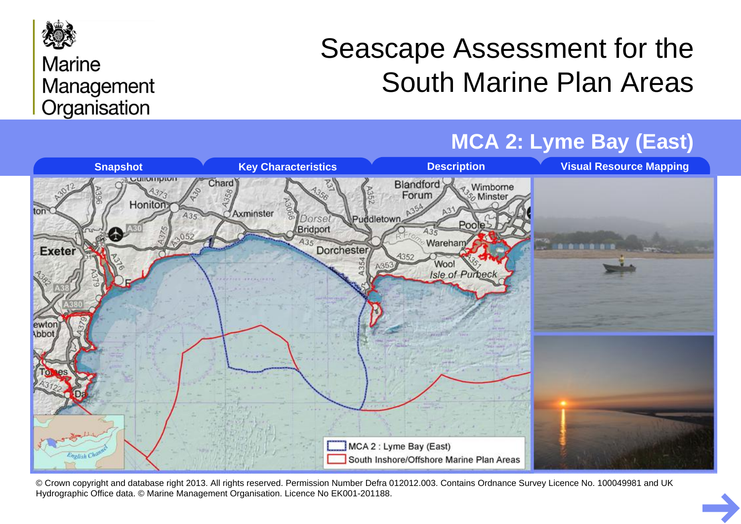Marine Management Organisation

# Seascape Assessment for the South Marine Plan Areas

## MCA 2: Lyme Bay (East)

Snapshot | Key Characteristics | Description | Visual Resource Mapping

MCA 2 : Lyme Bay (East)

South Inshore/Offshore Marine Plan Areas

© Crown copyright and database right 2013. All rights reserved. Permission Number Defra 012012.003. Contains Ordnance Survey Licence No. 100049981 and UK Hydrographic Office data. © Marine Management Organisation. Licence No EK001-201188.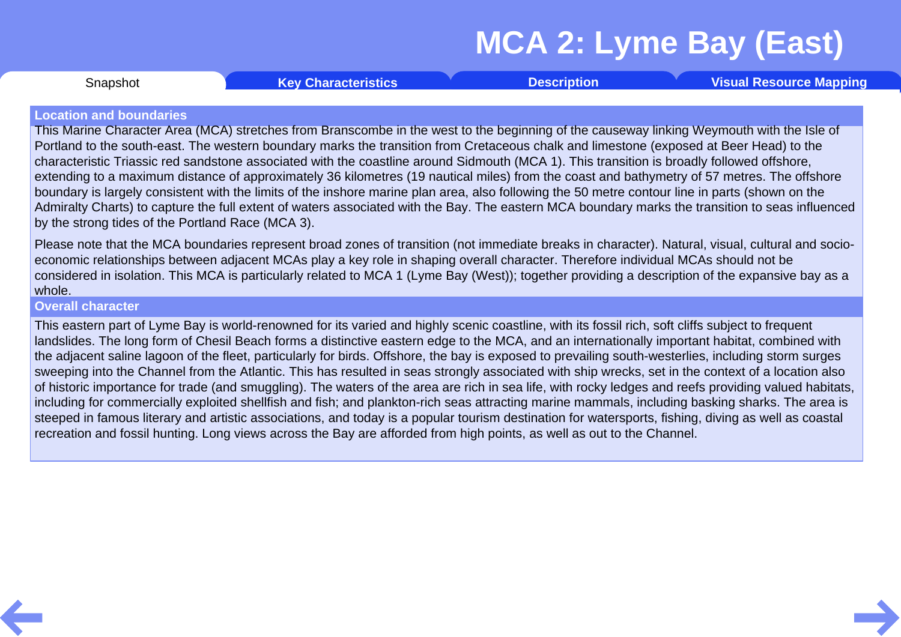# MCA 2: Lyme Bay (East)

Snapshot | Key Characteristics | Description | Visual Resource Mapping

## Location and boundaries

This Marine Character Area (MCA) stretches from Branscombe in the west to the beginning of the causeway linking Weymouth with the Isle of Portland to the south-east. The western boundary marks the transition from Cretaceous chalk and limestone (exposed at Beer Head) to the characteristic Triassic red sandstone associated with the coastline around Sidmouth (MCA 1). This transition is broadly followed offshore, extending to a maximum distance of approximately 36 kilometres (19 nautical miles) from the coast and bathymetry of 57 metres. The offshore boundary is largely consistent with the limits of the inshore marine plan area, also following the 50 metre contour line in parts (shown on the Admiralty Charts) to capture the full extent of waters associated with the Bay. The eastern MCA boundary marks the transition to seas influenced by the strong tides of the Portland Race (MCA 3).

Please note that the MCA boundaries represent broad zones of transition (not immediate breaks in character). Natural, visual, cultural and socio-economic relationships between adjacent MCAs play a key role in shaping overall character. Therefore individual MCAs should not be considered in isolation. This MCA is particularly related to MCA 1 (Lyme Bay (West)); together providing a description of the expansive bay as a whole.

## Overall character

This eastern part of Lyme Bay is world-renowned for its varied and highly scenic coastline, with its fossil rich, soft cliffs subject to frequent landslides. The long form of Chesil Beach forms a distinctive eastern edge to the MCA, and an internationally important habitat, combined with the adjacent saline lagoon of the fleet, particularly for birds. Offshore, the bay is exposed to prevailing south-westerlies, including storm surges sweeping into the Channel from the Atlantic. This has resulted in seas strongly associated with ship wrecks, set in the context of a location also of historic importance for trade (and smuggling). The waters of the area are rich in sea life, with rocky ledges and reefs providing valued habitats, including for commercially exploited shellfish and fish; and plankton-rich seas attracting marine mammals, including basking sharks. The area is steeped in famous literary and artistic associations, and today is a popular tourism destination for watersports, fishing, diving as well as coastal recreation and fossil hunting. Long views across the Bay are afforded from high points, as well as out to the Channel.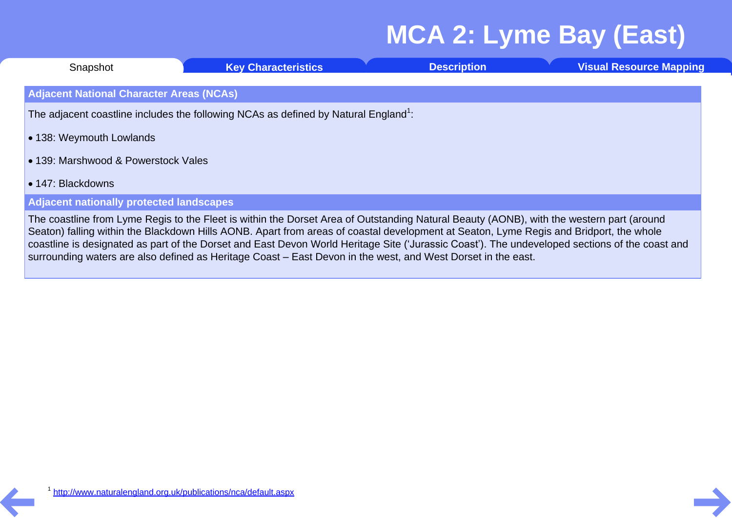# MCA 2: Lyme Bay (East)

Snapshot | Key Characteristics | Description | Visual Resource Mapping

## Adjacent National Character Areas (NCAs)

The adjacent coastline includes the following NCAs as defined by Natural England[1]:

- 138: Weymouth Lowlands
- 139: Marshwood & Powerstock Vales
- 147: Blackdowns

## Adjacent nationally protected landscapes

The coastline from Lyme Regis to the Fleet is within the Dorset Area of Outstanding Natural Beauty (AONB), with the western part (around Seaton) falling within the Blackdown Hills AONB. Apart from areas of coastal development at Seaton, Lyme Regis and Bridport, the whole coastline is designated as part of the Dorset and East Devon World Heritage Site ('Jurassic Coast'). The undeveloped sections of the coast and surrounding waters are also defined as Heritage Coast – East Devon in the west, and West Dorset in the east.

[1] http://www.naturalengland.org.uk/publications/nca/default.aspx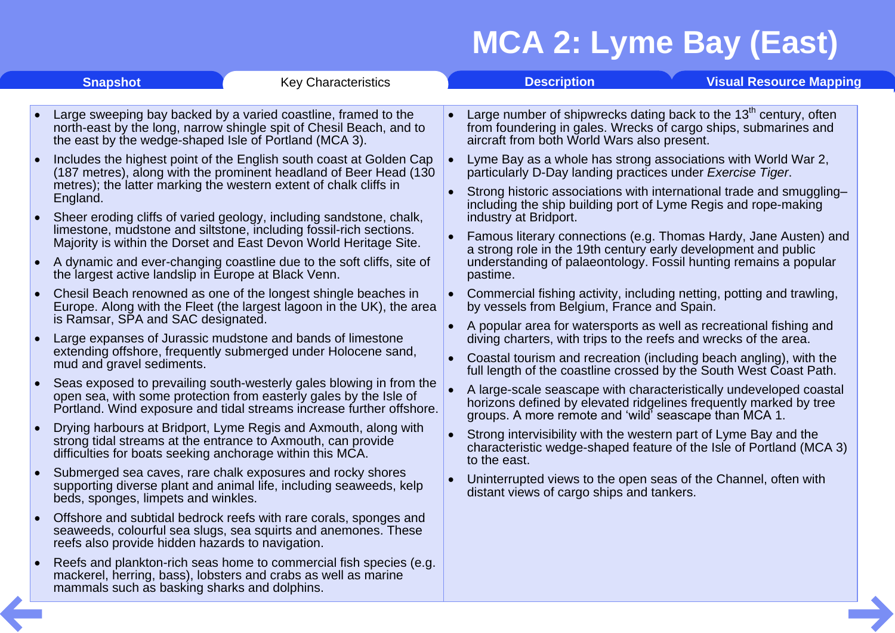# MCA 2: Lyme Bay (East)

Snapshot | Key Characteristics | Description | Visual Resource Mapping

- Large sweeping bay backed by a varied coastline, framed to the north-east by the long, narrow shingle spit of Chesil Beach, and to the east by the wedge-shaped Isle of Portland (MCA 3).
- Includes the highest point of the English south coast at Golden Cap (187 metres), along with the prominent headland of Beer Head (130 metres); the latter marking the western extent of chalk cliffs in England.
- Sheer eroding cliffs of varied geology, including sandstone, chalk, limestone, mudstone and siltstone, including fossil-rich sections. Majority is within the Dorset and East Devon World Heritage Site.
- A dynamic and ever-changing coastline due to the soft cliffs, site of the largest active landslip in Europe at Black Venn.
- Chesil Beach renowned as one of the longest shingle beaches in Europe. Along with the Fleet (the largest lagoon in the UK), the area is Ramsar, SPA and SAC designated.
- Large expanses of Jurassic mudstone and bands of limestone extending offshore, frequently submerged under Holocene sand, mud and gravel sediments.
- Seas exposed to prevailing south-westerly gales blowing in from the open sea, with some protection from easterly gales by the Isle of Portland. Wind exposure and tidal streams increase further offshore.
- Drying harbours at Bridport, Lyme Regis and Axmouth, along with strong tidal streams at the entrance to Axmouth, can provide difficulties for boats seeking anchorage within this MCA.
- Submerged sea caves, rare chalk exposures and rocky shores supporting diverse plant and animal life, including seaweeds, kelp beds, sponges, limpets and winkles.
- Offshore and subtidal bedrock reefs with rare corals, sponges and seaweeds, colourful sea slugs, sea squirts and anemones. These reefs also provide hidden hazards to navigation.
- Reefs and plankton-rich seas home to commercial fish species (e.g. mackerel, herring, bass), lobsters and crabs as well as marine mammals such as basking sharks and dolphins.
- Large number of shipwrecks dating back to the 13th century, often from foundering in gales. Wrecks of cargo ships, submarines and aircraft from both World Wars also present.
- Lyme Bay as a whole has strong associations with World War 2, particularly D-Day landing practices under *Exercise Tiger*.
- Strong historic associations with international trade and smuggling– including the ship building port of Lyme Regis and rope-making industry at Bridport.
- Famous literary connections (e.g. Thomas Hardy, Jane Austen) and a strong role in the 19th century early development and public understanding of palaeontology. Fossil hunting remains a popular pastime.
- Commercial fishing activity, including netting, potting and trawling, by vessels from Belgium, France and Spain.
- A popular area for watersports as well as recreational fishing and diving charters, with trips to the reefs and wrecks of the area.
- Coastal tourism and recreation (including beach angling), with the full length of the coastline crossed by the South West Coast Path.
- A large-scale seascape with characteristically undeveloped coastal horizons defined by elevated ridgelines frequently marked by tree groups. A more remote and 'wild' seascape than MCA 1.
- Strong intervisibility with the western part of Lyme Bay and the characteristic wedge-shaped feature of the Isle of Portland (MCA 3) to the east.
- Uninterrupted views to the open seas of the Channel, often with distant views of cargo ships and tankers.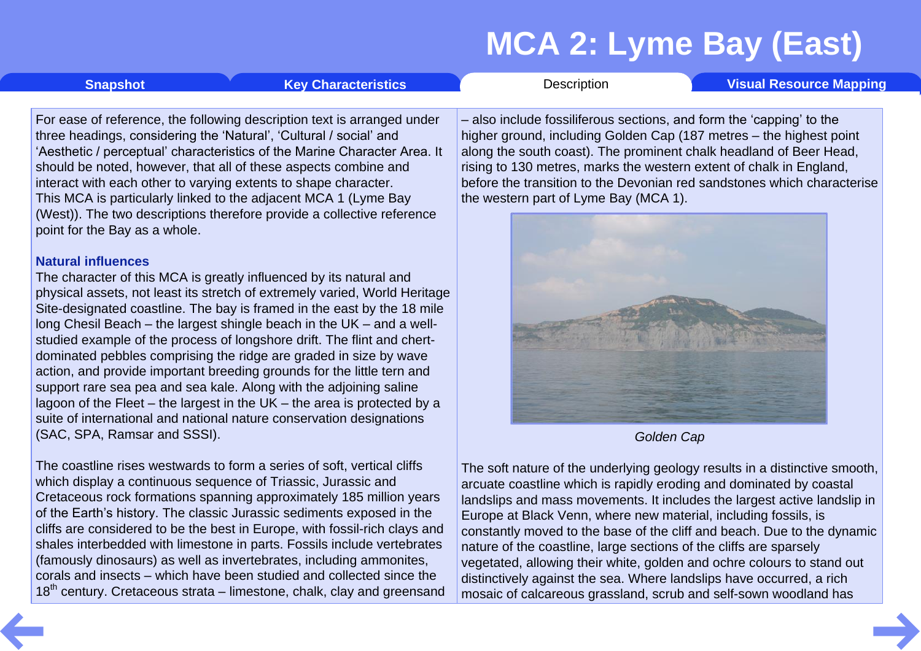# MCA 2: Lyme Bay (East)

Snapshot | Key Characteristics | Description | Visual Resource Mapping

For ease of reference, the following description text is arranged under three headings, considering the 'Natural', 'Cultural / social' and 'Aesthetic / perceptual' characteristics of the Marine Character Area. It should be noted, however, that all of these aspects combine and interact with each other to varying extents to shape character. This MCA is particularly linked to the adjacent MCA 1 (Lyme Bay (West)). The two descriptions therefore provide a collective reference point for the Bay as a whole.

### Natural influences

The character of this MCA is greatly influenced by its natural and physical assets, not least its stretch of extremely varied, World Heritage Site-designated coastline. The bay is framed in the east by the 18 mile long Chesil Beach – the largest shingle beach in the UK – and a well-studied example of the process of longshore drift. The flint and chert-dominated pebbles comprising the ridge are graded in size by wave action, and provide important breeding grounds for the little tern and support rare sea pea and sea kale. Along with the adjoining saline lagoon of the Fleet – the largest in the UK – the area is protected by a suite of international and national nature conservation designations (SAC, SPA, Ramsar and SSSI).

The coastline rises westwards to form a series of soft, vertical cliffs which display a continuous sequence of Triassic, Jurassic and Cretaceous rock formations spanning approximately 185 million years of the Earth's history. The classic Jurassic sediments exposed in the cliffs are considered to be the best in Europe, with fossil-rich clays and shales interbedded with limestone in parts. Fossils include vertebrates (famously dinosaurs) as well as invertebrates, including ammonites, corals and insects – which have been studied and collected since the 18th century. Cretaceous strata – limestone, chalk, clay and greensand – also include fossiliferous sections, and form the 'capping' to the higher ground, including Golden Cap (187 metres – the highest point along the south coast). The prominent chalk headland of Beer Head, rising to 130 metres, marks the western extent of chalk in England, before the transition to the Devonian red sandstones which characterise the western part of Lyme Bay (MCA 1).

*Golden Cap*

The soft nature of the underlying geology results in a distinctive smooth, arcuate coastline which is rapidly eroding and dominated by coastal landslips and mass movements. It includes the largest active landslip in Europe at Black Venn, where new material, including fossils, is constantly moved to the base of the cliff and beach. Due to the dynamic nature of the coastline, large sections of the cliffs are sparsely vegetated, allowing their white, golden and ochre colours to stand out distinctively against the sea. Where landslips have occurred, a rich mosaic of calcareous grassland, scrub and self-sown woodland has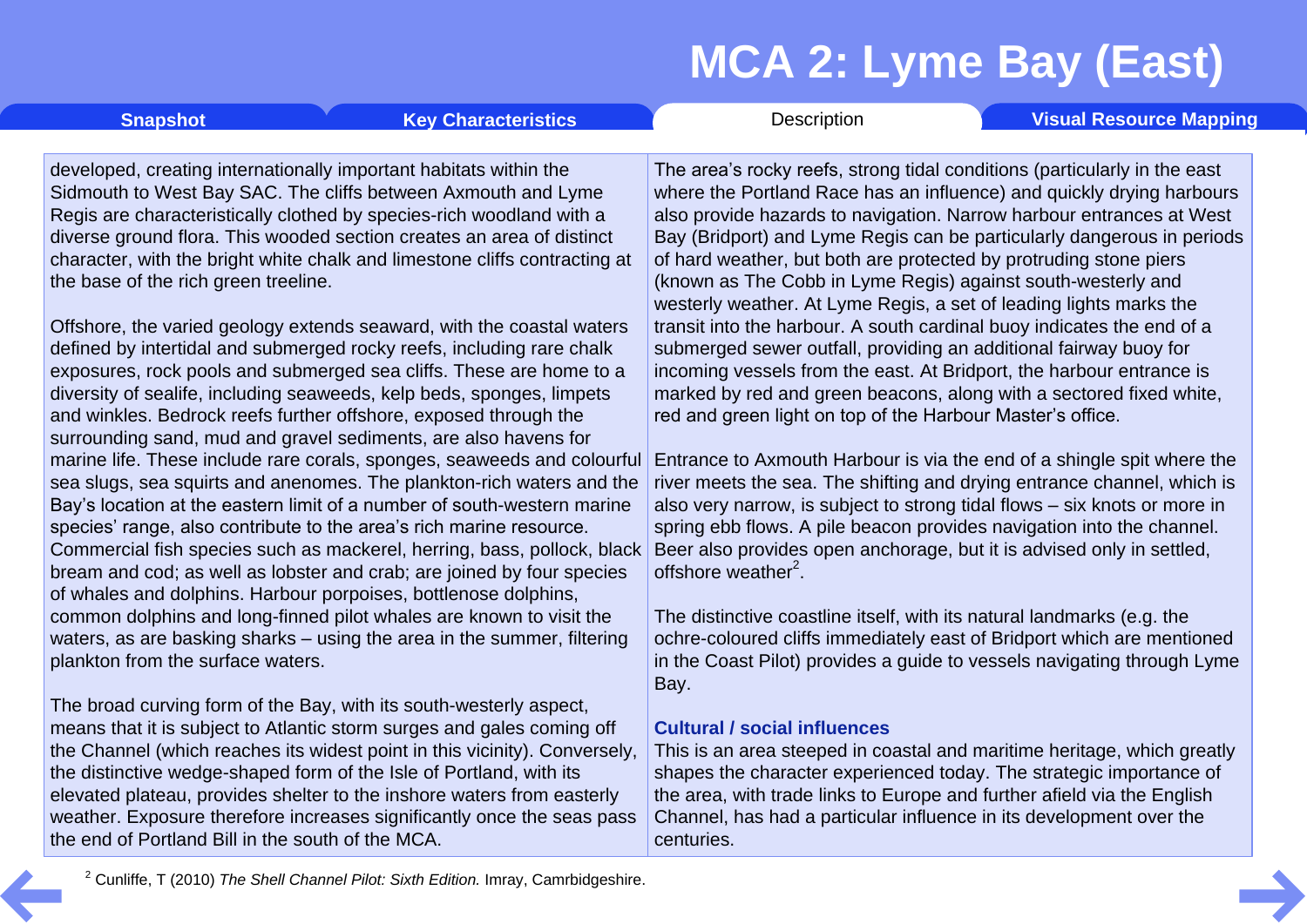# MCA 2: Lyme Bay (East)

Snapshot | Key Characteristics | Description | Visual Resource Mapping

developed, creating internationally important habitats within the Sidmouth to West Bay SAC. The cliffs between Axmouth and Lyme Regis are characteristically clothed by species-rich woodland with a diverse ground flora. This wooded section creates an area of distinct character, with the bright white chalk and limestone cliffs contracting at the base of the rich green treeline.

Offshore, the varied geology extends seaward, with the coastal waters defined by intertidal and submerged rocky reefs, including rare chalk exposures, rock pools and submerged sea cliffs. These are home to a diversity of sealife, including seaweeds, kelp beds, sponges, limpets and winkles. Bedrock reefs further offshore, exposed through the surrounding sand, mud and gravel sediments, are also havens for marine life. These include rare corals, sponges, seaweeds and colourful sea slugs, sea squirts and anenomes. The plankton-rich waters and the Bay's location at the eastern limit of a number of south-western marine species' range, also contribute to the area's rich marine resource. Commercial fish species such as mackerel, herring, bass, pollock, black bream and cod; as well as lobster and crab; are joined by four species of whales and dolphins. Harbour porpoises, bottlenose dolphins, common dolphins and long-finned pilot whales are known to visit the waters, as are basking sharks – using the area in the summer, filtering plankton from the surface waters.

The broad curving form of the Bay, with its south-westerly aspect, means that it is subject to Atlantic storm surges and gales coming off the Channel (which reaches its widest point in this vicinity). Conversely, the distinctive wedge-shaped form of the Isle of Portland, with its elevated plateau, provides shelter to the inshore waters from easterly weather. Exposure therefore increases significantly once the seas pass the end of Portland Bill in the south of the MCA.

The area's rocky reefs, strong tidal conditions (particularly in the east where the Portland Race has an influence) and quickly drying harbours also provide hazards to navigation. Narrow harbour entrances at West Bay (Bridport) and Lyme Regis can be particularly dangerous in periods of hard weather, but both are protected by protruding stone piers (known as The Cobb in Lyme Regis) against south-westerly and westerly weather. At Lyme Regis, a set of leading lights marks the transit into the harbour. A south cardinal buoy indicates the end of a submerged sewer outfall, providing an additional fairway buoy for incoming vessels from the east. At Bridport, the harbour entrance is marked by red and green beacons, along with a sectored fixed white, red and green light on top of the Harbour Master's office.

Entrance to Axmouth Harbour is via the end of a shingle spit where the river meets the sea. The shifting and drying entrance channel, which is also very narrow, is subject to strong tidal flows – six knots or more in spring ebb flows. A pile beacon provides navigation into the channel. Beer also provides open anchorage, but it is advised only in settled, offshore weather[2].

The distinctive coastline itself, with its natural landmarks (e.g. the ochre-coloured cliffs immediately east of Bridport which are mentioned in the Coast Pilot) provides a guide to vessels navigating through Lyme Bay.

### Cultural / social influences

This is an area steeped in coastal and maritime heritage, which greatly shapes the character experienced today. The strategic importance of the area, with trade links to Europe and further afield via the English Channel, has had a particular influence in its development over the centuries.

[2] Cunliffe, T (2010) *The Shell Channel Pilot: Sixth Edition.* Imray, Camrbidgeshire.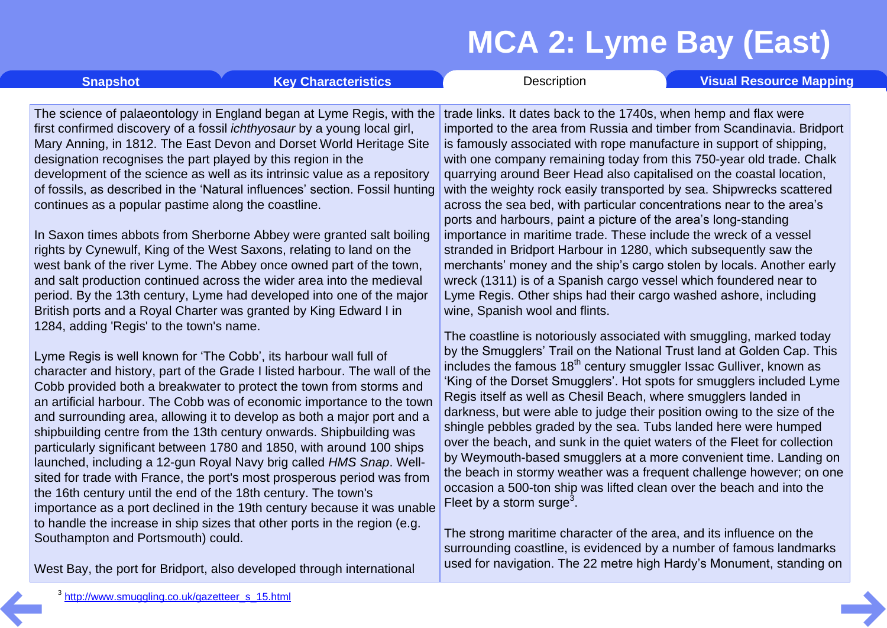# MCA 2: Lyme Bay (East)

Snapshot | Key Characteristics | Description | Visual Resource Mapping

The science of palaeontology in England began at Lyme Regis, with the first confirmed discovery of a fossil *ichthyosaur* by a young local girl, Mary Anning, in 1812. The East Devon and Dorset World Heritage Site designation recognises the part played by this region in the development of the science as well as its intrinsic value as a repository of fossils, as described in the 'Natural influences' section. Fossil hunting continues as a popular pastime along the coastline.

In Saxon times abbots from Sherborne Abbey were granted salt boiling rights by Cynewulf, King of the West Saxons, relating to land on the west bank of the river Lyme. The Abbey once owned part of the town, and salt production continued across the wider area into the medieval period. By the 13th century, Lyme had developed into one of the major British ports and a Royal Charter was granted by King Edward I in 1284, adding 'Regis' to the town's name.

Lyme Regis is well known for 'The Cobb', its harbour wall full of character and history, part of the Grade I listed harbour. The wall of the Cobb provided both a breakwater to protect the town from storms and an artificial harbour. The Cobb was of economic importance to the town and surrounding area, allowing it to develop as both a major port and a shipbuilding centre from the 13th century onwards. Shipbuilding was particularly significant between 1780 and 1850, with around 100 ships launched, including a 12-gun Royal Navy brig called *HMS Snap*. Well-sited for trade with France, the port's most prosperous period was from the 16th century until the end of the 18th century. The town's importance as a port declined in the 19th century because it was unable to handle the increase in ship sizes that other ports in the region (e.g. Southampton and Portsmouth) could.

West Bay, the port for Bridport, also developed through international trade links. It dates back to the 1740s, when hemp and flax were imported to the area from Russia and timber from Scandinavia. Bridport is famously associated with rope manufacture in support of shipping, with one company remaining today from this 750-year old trade. Chalk quarrying around Beer Head also capitalised on the coastal location, with the weighty rock easily transported by sea. Shipwrecks scattered across the sea bed, with particular concentrations near to the area's ports and harbours, paint a picture of the area's long-standing importance in maritime trade. These include the wreck of a vessel stranded in Bridport Harbour in 1280, which subsequently saw the merchants' money and the ship's cargo stolen by locals. Another early wreck (1311) is of a Spanish cargo vessel which foundered near to Lyme Regis. Other ships had their cargo washed ashore, including wine, Spanish wool and flints.

The coastline is notoriously associated with smuggling, marked today by the Smugglers' Trail on the National Trust land at Golden Cap. This includes the famous 18th century smuggler Issac Gulliver, known as 'King of the Dorset Smugglers'. Hot spots for smugglers included Lyme Regis itself as well as Chesil Beach, where smugglers landed in darkness, but were able to judge their position owing to the size of the shingle pebbles graded by the sea. Tubs landed here were humped over the beach, and sunk in the quiet waters of the Fleet for collection by Weymouth-based smugglers at a more convenient time. Landing on the beach in stormy weather was a frequent challenge however; on one occasion a 500-ton ship was lifted clean over the beach and into the Fleet by a storm surge[3].

The strong maritime character of the area, and its influence on the surrounding coastline, is evidenced by a number of famous landmarks used for navigation. The 22 metre high Hardy's Monument, standing on

[3] http://www.smuggling.co.uk/gazetteer_s_15.html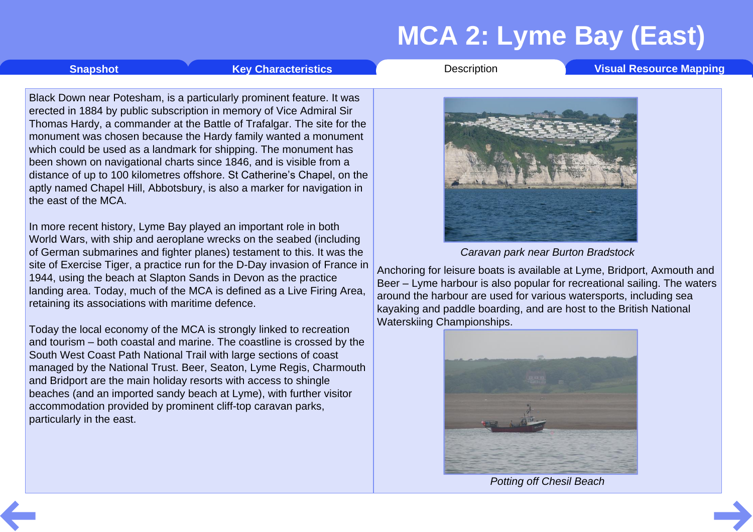# MCA 2: Lyme Bay (East)

Snapshot | Key Characteristics | Description | Visual Resource Mapping

Black Down near Potesham, is a particularly prominent feature. It was erected in 1884 by public subscription in memory of Vice Admiral Sir Thomas Hardy, a commander at the Battle of Trafalgar. The site for the monument was chosen because the Hardy family wanted a monument which could be used as a landmark for shipping. The monument has been shown on navigational charts since 1846, and is visible from a distance of up to 100 kilometres offshore. St Catherine's Chapel, on the aptly named Chapel Hill, Abbotsbury, is also a marker for navigation in the east of the MCA.

In more recent history, Lyme Bay played an important role in both World Wars, with ship and aeroplane wrecks on the seabed (including of German submarines and fighter planes) testament to this. It was the site of Exercise Tiger, a practice run for the D-Day invasion of France in 1944, using the beach at Slapton Sands in Devon as the practice landing area. Today, much of the MCA is defined as a Live Firing Area, retaining its associations with maritime defence.

Today the local economy of the MCA is strongly linked to recreation and tourism – both coastal and marine. The coastline is crossed by the South West Coast Path National Trail with large sections of coast managed by the National Trust. Beer, Seaton, Lyme Regis, Charmouth and Bridport are the main holiday resorts with access to shingle beaches (and an imported sandy beach at Lyme), with further visitor accommodation provided by prominent cliff-top caravan parks, particularly in the east.

*Caravan park near Burton Bradstock*

Anchoring for leisure boats is available at Lyme, Bridport, Axmouth and Beer – Lyme harbour is also popular for recreational sailing. The waters around the harbour are used for various watersports, including sea kayaking and paddle boarding, and are host to the British National Waterskiing Championships.

*Potting off Chesil Beach*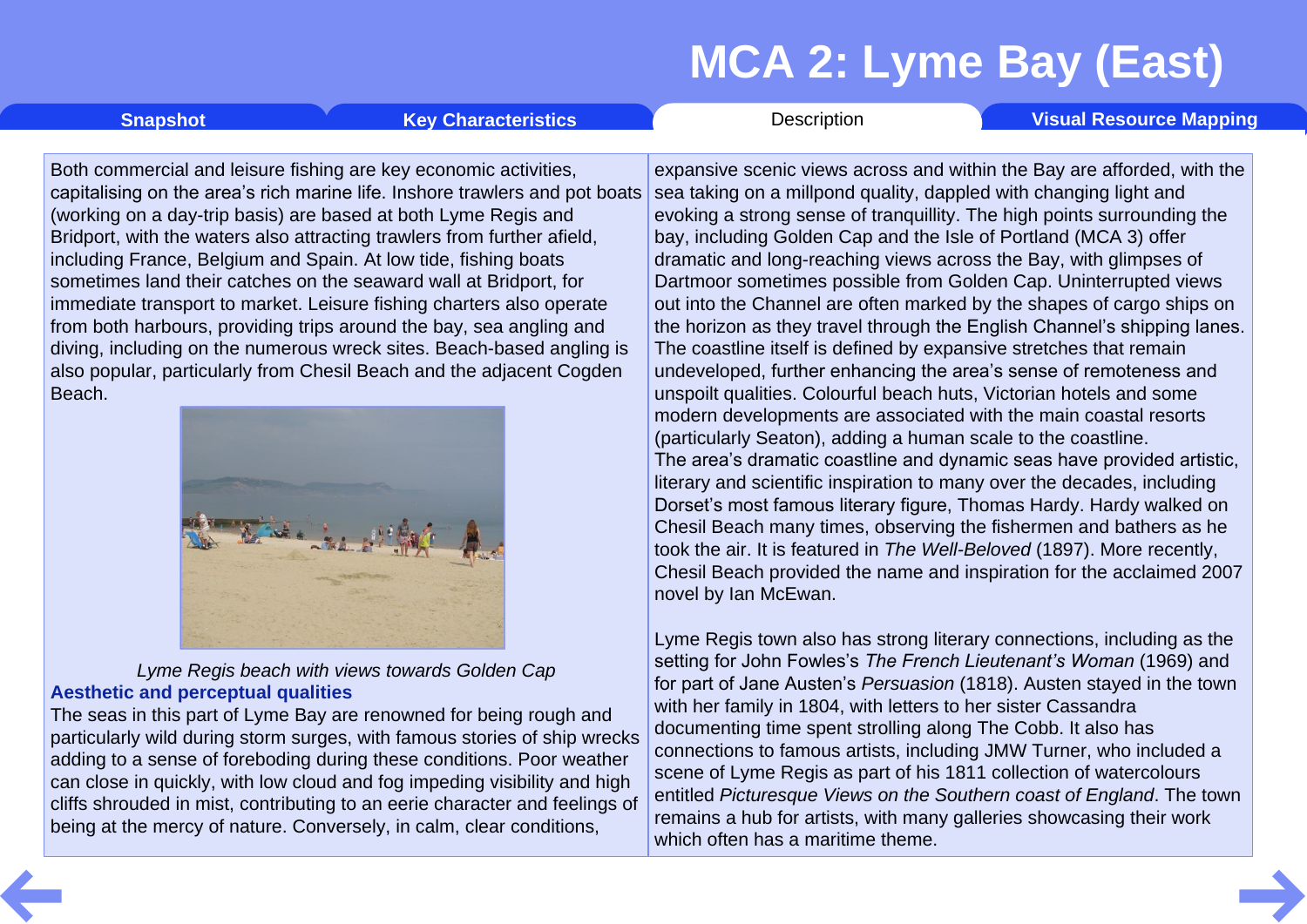# MCA 2: Lyme Bay (East)

Both commercial and leisure fishing are key economic activities, capitalising on the area's rich marine life. Inshore trawlers and pot boats (working on a day-trip basis) are based at both Lyme Regis and Bridport, with the waters also attracting trawlers from further afield, including France, Belgium and Spain. At low tide, fishing boats sometimes land their catches on the seaward wall at Bridport, for immediate transport to market. Leisure fishing charters also operate from both harbours, providing trips around the bay, sea angling and diving, including on the numerous wreck sites. Beach-based angling is also popular, particularly from Chesil Beach and the adjacent Cogden Beach.

*Lyme Regis beach with views towards Golden Cap*

**Aesthetic and perceptual qualities**

The seas in this part of Lyme Bay are renowned for being rough and particularly wild during storm surges, with famous stories of ship wrecks adding to a sense of foreboding during these conditions. Poor weather can close in quickly, with low cloud and fog impeding visibility and high cliffs shrouded in mist, contributing to an eerie character and feelings of being at the mercy of nature. Conversely, in calm, clear conditions, expansive scenic views across and within the Bay are afforded, with the sea taking on a millpond quality, dappled with changing light and evoking a strong sense of tranquillity. The high points surrounding the bay, including Golden Cap and the Isle of Portland (MCA 3) offer dramatic and long-reaching views across the Bay, with glimpses of Dartmoor sometimes possible from Golden Cap. Uninterrupted views out into the Channel are often marked by the shapes of cargo ships on the horizon as they travel through the English Channel's shipping lanes. The coastline itself is defined by expansive stretches that remain undeveloped, further enhancing the area's sense of remoteness and unspoilt qualities. Colourful beach huts, Victorian hotels and some modern developments are associated with the main coastal resorts (particularly Seaton), adding a human scale to the coastline.

The area's dramatic coastline and dynamic seas have provided artistic, literary and scientific inspiration to many over the decades, including Dorset's most famous literary figure, Thomas Hardy. Hardy walked on Chesil Beach many times, observing the fishermen and bathers as he took the air. It is featured in *The Well-Beloved* (1897). More recently, Chesil Beach provided the name and inspiration for the acclaimed 2007 novel by Ian McEwan.

Lyme Regis town also has strong literary connections, including as the setting for John Fowles's *The French Lieutenant's Woman* (1969) and for part of Jane Austen's *Persuasion* (1818). Austen stayed in the town with her family in 1804, with letters to her sister Cassandra documenting time spent strolling along The Cobb. It also has connections to famous artists, including JMW Turner, who included a scene of Lyme Regis as part of his 1811 collection of watercolours entitled *Picturesque Views on the Southern coast of England*. The town remains a hub for artists, with many galleries showcasing their work which often has a maritime theme.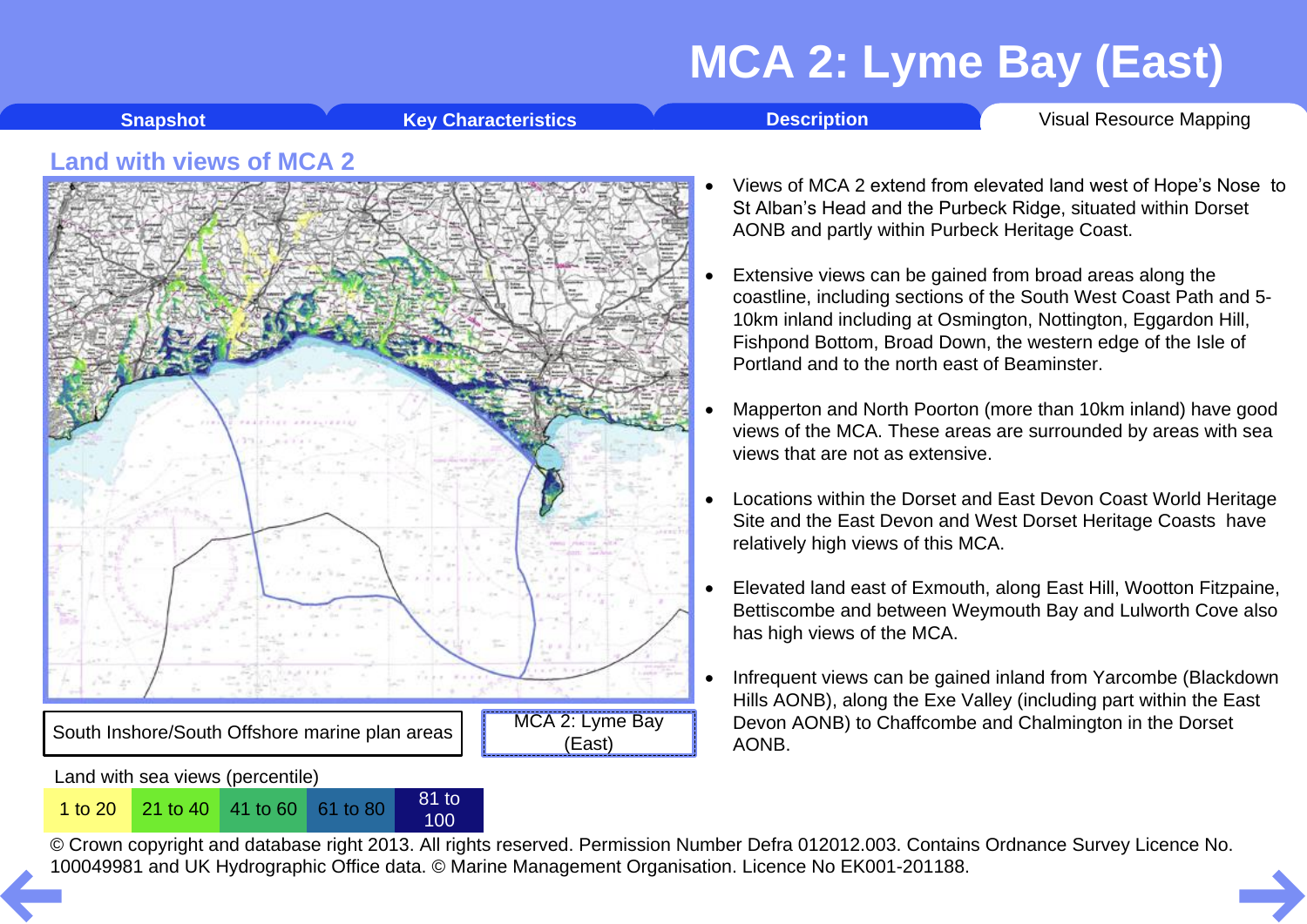# MCA 2: Lyme Bay (East)

Snapshot | Key Characteristics | Description | Visual Resource Mapping

## Land with views of MCA 2

South Inshore/South Offshore marine plan areas

MCA 2: Lyme Bay (East)

Land with sea views (percentile)

| 1 to 20 | 21 to 40 | 41 to 60 | 61 to 80 | 81 to 100 |
|---|---|---|---|---|

© Crown copyright and database right 2013. All rights reserved. Permission Number Defra 012012.003. Contains Ordnance Survey Licence No. 100049981 and UK Hydrographic Office data. © Marine Management Organisation. Licence No EK001-201188.

- Views of MCA 2 extend from elevated land west of Hope's Nose to St Alban's Head and the Purbeck Ridge, situated within Dorset AONB and partly within Purbeck Heritage Coast.
- Extensive views can be gained from broad areas along the coastline, including sections of the South West Coast Path and 5-10km inland including at Osmington, Nottington, Eggardon Hill, Fishpond Bottom, Broad Down, the western edge of the Isle of Portland and to the north east of Beaminster.
- Mapperton and North Poorton (more than 10km inland) have good views of the MCA. These areas are surrounded by areas with sea views that are not as extensive.
- Locations within the Dorset and East Devon Coast World Heritage Site and the East Devon and West Dorset Heritage Coasts have relatively high views of this MCA.
- Elevated land east of Exmouth, along East Hill, Wootton Fitzpaine, Bettiscombe and between Weymouth Bay and Lulworth Cove also has high views of the MCA.
- Infrequent views can be gained inland from Yarcombe (Blackdown Hills AONB), along the Exe Valley (including part within the East Devon AONB) to Chaffcombe and Chalmington in the Dorset AONB.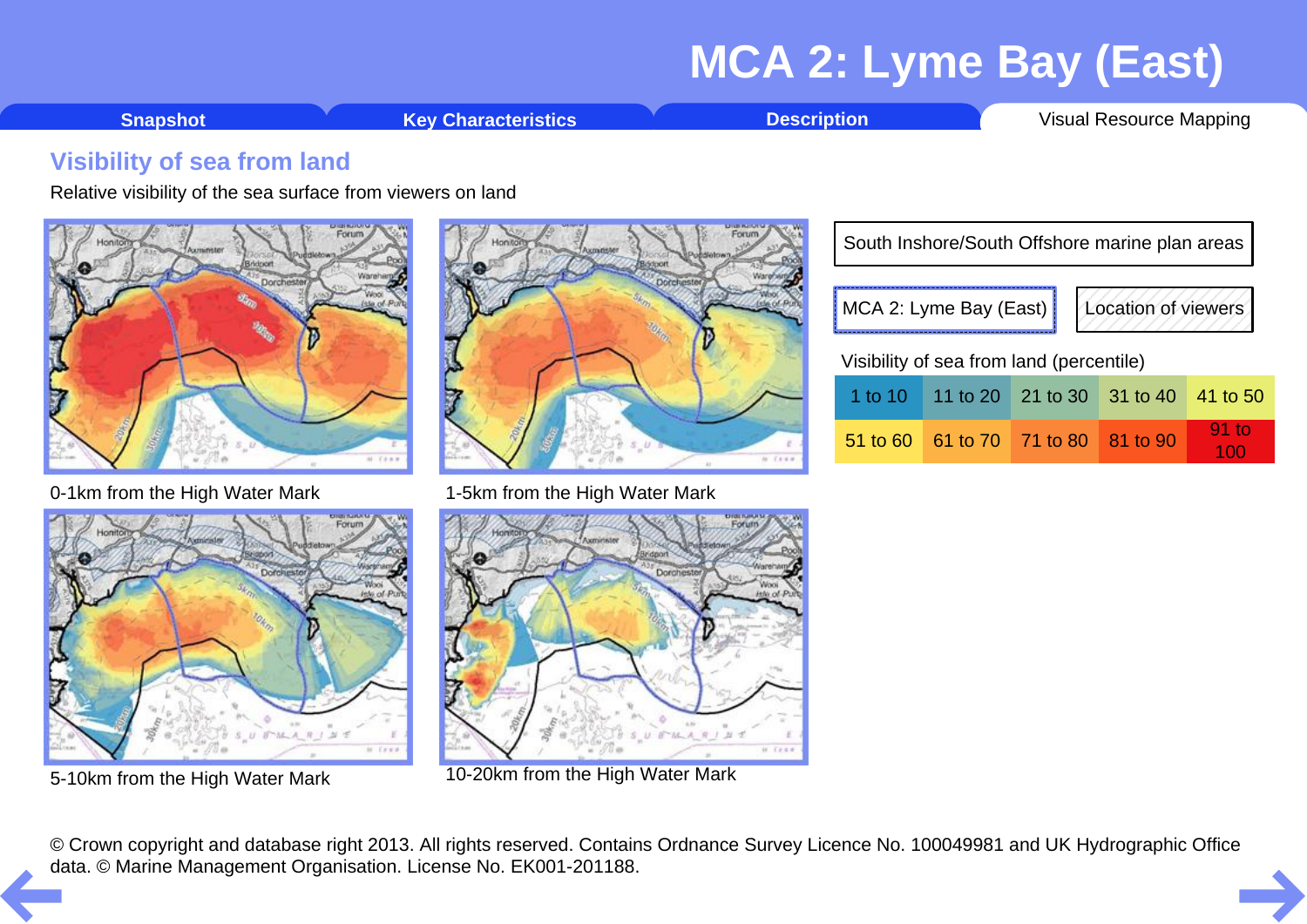# MCA 2: Lyme Bay (East)

Snapshot | Key Characteristics | Description | Visual Resource Mapping

## Visibility of sea from land

Relative visibility of the sea surface from viewers on land

0-1km from the High Water Mark

1-5km from the High Water Mark

5-10km from the High Water Mark

10-20km from the High Water Mark

South Inshore/South Offshore marine plan areas

MCA 2: Lyme Bay (East)

Location of viewers

Visibility of sea from land (percentile)

| 1 to 10 | 11 to 20 | 21 to 30 | 31 to 40 | 41 to 50 |
|---|---|---|---|---|
| 51 to 60 | 61 to 70 | 71 to 80 | 81 to 90 | 91 to 100 |

© Crown copyright and database right 2013. All rights reserved. Contains Ordnance Survey Licence No. 100049981 and UK Hydrographic Office data. © Marine Management Organisation. License No. EK001-201188.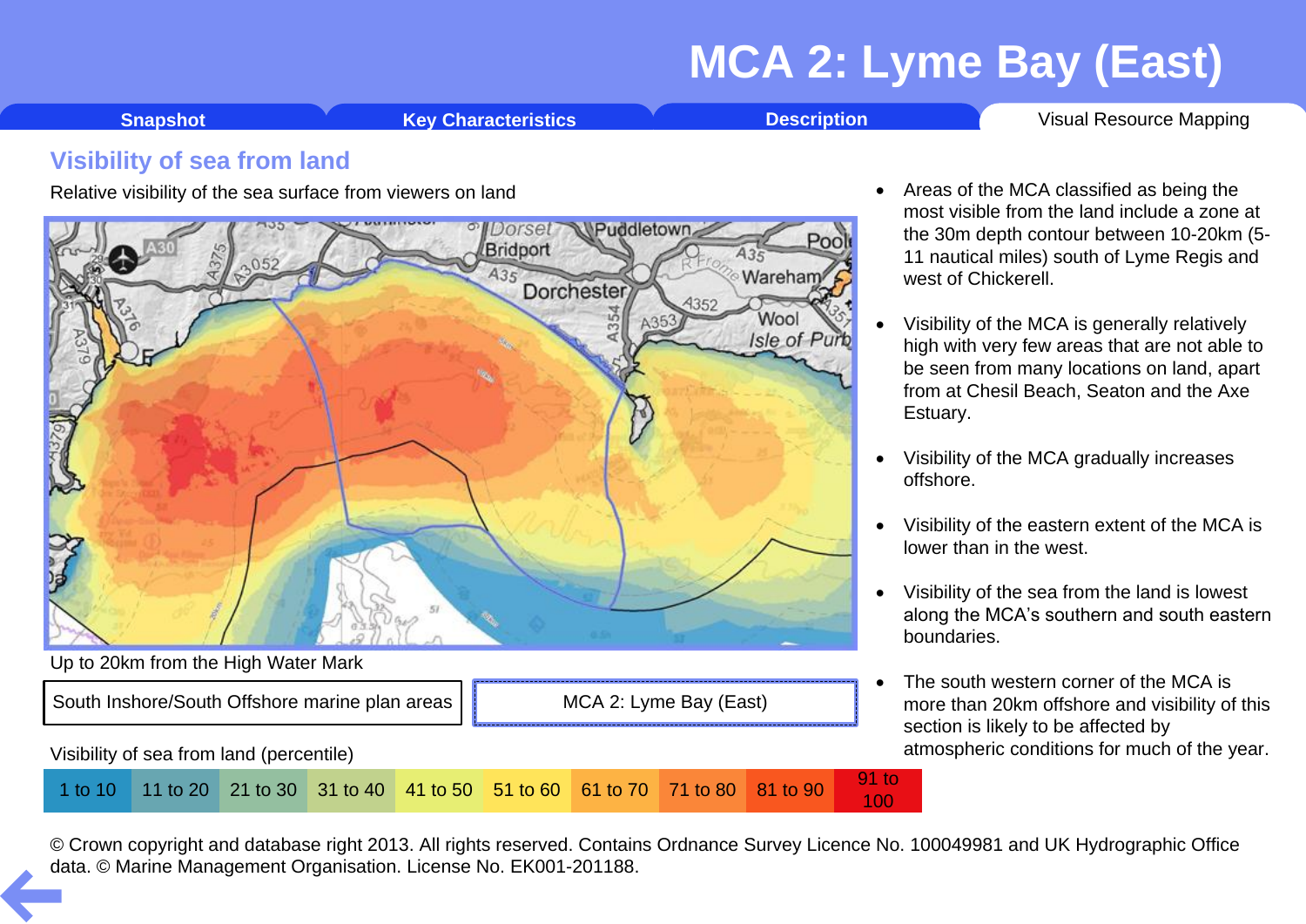# MCA 2: Lyme Bay (East)

Snapshot | Key Characteristics | Description | Visual Resource Mapping

## Visibility of sea from land

Relative visibility of the sea surface from viewers on land

Up to 20km from the High Water Mark

South Inshore/South Offshore marine plan areas

MCA 2: Lyme Bay (East)

Visibility of sea from land (percentile)

1 to 10 | 11 to 20 | 21 to 30 | 31 to 40 | 41 to 50 | 51 to 60 | 61 to 70 | 71 to 80 | 81 to 90 | 91 to 100

- Areas of the MCA classified as being the most visible from the land include a zone at the 30m depth contour between 10-20km (5-11 nautical miles) south of Lyme Regis and west of Chickerell.
- Visibility of the MCA is generally relatively high with very few areas that are not able to be seen from many locations on land, apart from at Chesil Beach, Seaton and the Axe Estuary.
- Visibility of the MCA gradually increases offshore.
- Visibility of the eastern extent of the MCA is lower than in the west.
- Visibility of the sea from the land is lowest along the MCA's southern and south eastern boundaries.
- The south western corner of the MCA is more than 20km offshore and visibility of this section is likely to be affected by atmospheric conditions for much of the year.

© Crown copyright and database right 2013. All rights reserved. Contains Ordnance Survey Licence No. 100049981 and UK Hydrographic Office data. © Marine Management Organisation. License No. EK001-201188.